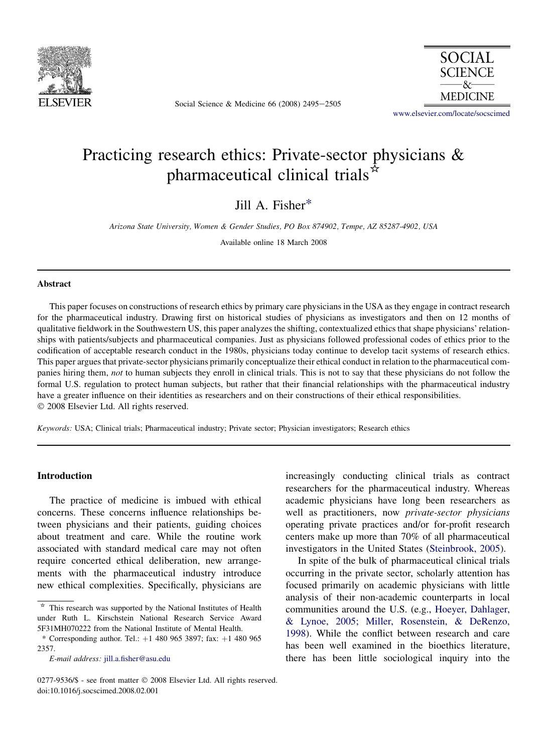# Practicing research ethics: Private-sector physicians & pharmaceutical clinical trials[☆]

Jill A. Fisher[*]

*Arizona State University, Women & Gender Studies, PO Box 874902, Tempe, AZ 85287-4902, USA*

Available online 18 March 2008

## Abstract

This paper focuses on constructions of research ethics by primary care physicians in the USA as they engage in contract research for the pharmaceutical industry. Drawing first on historical studies of physicians as investigators and then on 12 months of qualitative fieldwork in the Southwestern US, this paper analyzes the shifting, contextualized ethics that shape physicians' relationships with patients/subjects and pharmaceutical companies. Just as physicians followed professional codes of ethics prior to the codification of acceptable research conduct in the 1980s, physicians today continue to develop tacit systems of research ethics. This paper argues that private-sector physicians primarily conceptualize their ethical conduct in relation to the pharmaceutical companies hiring them, *not* to human subjects they enroll in clinical trials. This is not to say that these physicians do not follow the formal U.S. regulation to protect human subjects, but rather that their financial relationships with the pharmaceutical industry have a greater influence on their identities as researchers and on their constructions of their ethical responsibilities.
© 2008 Elsevier Ltd. All rights reserved.

*Keywords:* USA; Clinical trials; Pharmaceutical industry; Private sector; Physician investigators; Research ethics

## Introduction

The practice of medicine is imbued with ethical concerns. These concerns influence relationships between physicians and their patients, guiding choices about treatment and care. While the routine work associated with standard medical care may not often require concerted ethical deliberation, new arrangements with the pharmaceutical industry introduce new ethical complexities. Specifically, physicians are increasingly conducting clinical trials as contract researchers for the pharmaceutical industry. Whereas academic physicians have long been researchers as well as practitioners, now *private-sector physicians* operating private practices and/or for-profit research centers make up more than 70% of all pharmaceutical investigators in the United States (Steinbrook, 2005).

In spite of the bulk of pharmaceutical clinical trials occurring in the private sector, scholarly attention has focused primarily on academic physicians with little analysis of their non-academic counterparts in local communities around the U.S. (e.g., Hoeyer, Dahlager, & Lynoe, 2005; Miller, Rosenstein, & DeRenzo, 1998). While the conflict between research and care has been well examined in the bioethics literature, there has been little sociological inquiry into the

---

[☆] This research was supported by the National Institutes of Health under Ruth L. Kirschstein National Research Service Award 5F31MH070222 from the National Institute of Mental Health.

[*] Corresponding author. Tel.: +1 480 965 3897; fax: +1 480 965 2357.

E-mail address: jill.a.fisher@asu.edu

0277-9536/$ - see front matter © 2008 Elsevier Ltd. All rights reserved.
doi:10.1016/j.socscimed.2008.02.001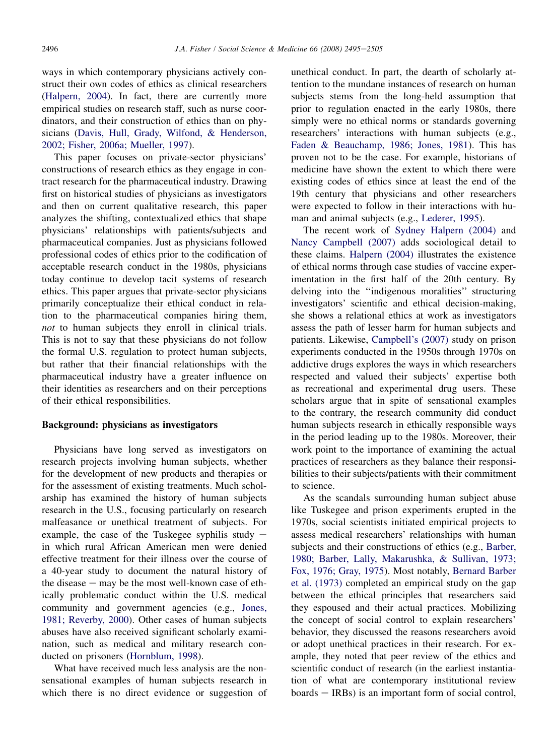ways in which contemporary physicians actively construct their own codes of ethics as clinical researchers (Halpern, 2004). In fact, there are currently more empirical studies on research staff, such as nurse coordinators, and their construction of ethics than on physicians (Davis, Hull, Grady, Wilfond, & Henderson, 2002; Fisher, 2006a; Mueller, 1997).

This paper focuses on private-sector physicians' constructions of research ethics as they engage in contract research for the pharmaceutical industry. Drawing first on historical studies of physicians as investigators and then on current qualitative research, this paper analyzes the shifting, contextualized ethics that shape physicians' relationships with patients/subjects and pharmaceutical companies. Just as physicians followed professional codes of ethics prior to the codification of acceptable research conduct in the 1980s, physicians today continue to develop tacit systems of research ethics. This paper argues that private-sector physicians primarily conceptualize their ethical conduct in relation to the pharmaceutical companies hiring them, *not* to human subjects they enroll in clinical trials. This is not to say that these physicians do not follow the formal U.S. regulation to protect human subjects, but rather that their financial relationships with the pharmaceutical industry have a greater influence on their identities as researchers and on their perceptions of their ethical responsibilities.

## Background: physicians as investigators

Physicians have long served as investigators on research projects involving human subjects, whether for the development of new products and therapies or for the assessment of existing treatments. Much scholarship has examined the history of human subjects research in the U.S., focusing particularly on research malfeasance or unethical treatment of subjects. For example, the case of the Tuskegee syphilis study – in which rural African American men were denied effective treatment for their illness over the course of a 40-year study to document the natural history of the disease – may be the most well-known case of ethically problematic conduct within the U.S. medical community and government agencies (e.g., Jones, 1981; Reverby, 2000). Other cases of human subjects abuses have also received significant scholarly examination, such as medical and military research conducted on prisoners (Hornblum, 1998).

What have received much less analysis are the non-sensational examples of human subjects research in which there is no direct evidence or suggestion of unethical conduct. In part, the dearth of scholarly attention to the mundane instances of research on human subjects stems from the long-held assumption that prior to regulation enacted in the early 1980s, there simply were no ethical norms or standards governing researchers' interactions with human subjects (e.g., Faden & Beauchamp, 1986; Jones, 1981). This has proven not to be the case. For example, historians of medicine have shown the extent to which there were existing codes of ethics since at least the end of the 19th century that physicians and other researchers were expected to follow in their interactions with human and animal subjects (e.g., Lederer, 1995).

The recent work of Sydney Halpern (2004) and Nancy Campbell (2007) adds sociological detail to these claims. Halpern (2004) illustrates the existence of ethical norms through case studies of vaccine experimentation in the first half of the 20th century. By delving into the "indigenous moralities" structuring investigators' scientific and ethical decision-making, she shows a relational ethics at work as investigators assess the path of lesser harm for human subjects and patients. Likewise, Campbell's (2007) study on prison experiments conducted in the 1950s through 1970s on addictive drugs explores the ways in which researchers respected and valued their subjects' expertise both as recreational and experimental drug users. These scholars argue that in spite of sensational examples to the contrary, the research community did conduct human subjects research in ethically responsible ways in the period leading up to the 1980s. Moreover, their work point to the importance of examining the actual practices of researchers as they balance their responsibilities to their subjects/patients with their commitment to science.

As the scandals surrounding human subject abuse like Tuskegee and prison experiments erupted in the 1970s, social scientists initiated empirical projects to assess medical researchers' relationships with human subjects and their constructions of ethics (e.g., Barber, 1980; Barber, Lally, Makarushka, & Sullivan, 1973; Fox, 1976; Gray, 1975). Most notably, Bernard Barber et al. (1973) completed an empirical study on the gap between the ethical principles that researchers said they espoused and their actual practices. Mobilizing the concept of social control to explain researchers' behavior, they discussed the reasons researchers avoid or adopt unethical practices in their research. For example, they noted that peer review of the ethics and scientific conduct of research (in the earliest instantiation of what are contemporary institutional review boards – IRBs) is an important form of social control,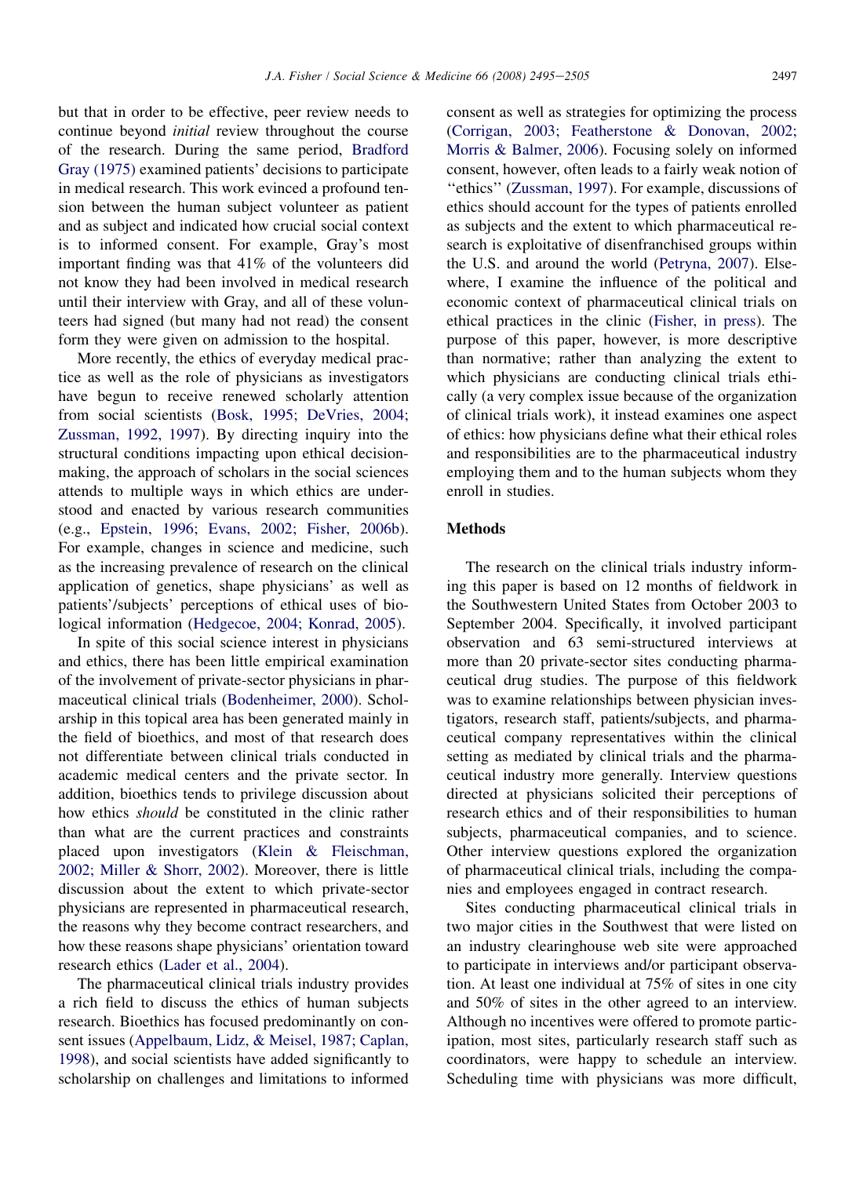but that in order to be effective, peer review needs to continue beyond *initial* review throughout the course of the research. During the same period, Bradford Gray (1975) examined patients' decisions to participate in medical research. This work evinced a profound tension between the human subject volunteer as patient and as subject and indicated how crucial social context is to informed consent. For example, Gray's most important finding was that 41% of the volunteers did not know they had been involved in medical research until their interview with Gray, and all of these volunteers had signed (but many had not read) the consent form they were given on admission to the hospital.

More recently, the ethics of everyday medical practice as well as the role of physicians as investigators have begun to receive renewed scholarly attention from social scientists (Bosk, 1995; DeVries, 2004; Zussman, 1992, 1997). By directing inquiry into the structural conditions impacting upon ethical decision-making, the approach of scholars in the social sciences attends to multiple ways in which ethics are understood and enacted by various research communities (e.g., Epstein, 1996; Evans, 2002; Fisher, 2006b). For example, changes in science and medicine, such as the increasing prevalence of research on the clinical application of genetics, shape physicians' as well as patients'/subjects' perceptions of ethical uses of biological information (Hedgecoe, 2004; Konrad, 2005).

In spite of this social science interest in physicians and ethics, there has been little empirical examination of the involvement of private-sector physicians in pharmaceutical clinical trials (Bodenheimer, 2000). Scholarship in this topical area has been generated mainly in the field of bioethics, and most of that research does not differentiate between clinical trials conducted in academic medical centers and the private sector. In addition, bioethics tends to privilege discussion about how ethics *should* be constituted in the clinic rather than what are the current practices and constraints placed upon investigators (Klein & Fleischman, 2002; Miller & Shorr, 2002). Moreover, there is little discussion about the extent to which private-sector physicians are represented in pharmaceutical research, the reasons why they become contract researchers, and how these reasons shape physicians' orientation toward research ethics (Lader et al., 2004).

The pharmaceutical clinical trials industry provides a rich field to discuss the ethics of human subjects research. Bioethics has focused predominantly on consent issues (Appelbaum, Lidz, & Meisel, 1987; Caplan, 1998), and social scientists have added significantly to scholarship on challenges and limitations to informed consent as well as strategies for optimizing the process (Corrigan, 2003; Featherstone & Donovan, 2002; Morris & Balmer, 2006). Focusing solely on informed consent, however, often leads to a fairly weak notion of "ethics" (Zussman, 1997). For example, discussions of ethics should account for the types of patients enrolled as subjects and the extent to which pharmaceutical research is exploitative of disenfranchised groups within the U.S. and around the world (Petryna, 2007). Elsewhere, I examine the influence of the political and economic context of pharmaceutical clinical trials on ethical practices in the clinic (Fisher, in press). The purpose of this paper, however, is more descriptive than normative; rather than analyzing the extent to which physicians are conducting clinical trials ethically (a very complex issue because of the organization of clinical trials work), it instead examines one aspect of ethics: how physicians define what their ethical roles and responsibilities are to the pharmaceutical industry employing them and to the human subjects whom they enroll in studies.

## Methods

The research on the clinical trials industry informing this paper is based on 12 months of fieldwork in the Southwestern United States from October 2003 to September 2004. Specifically, it involved participant observation and 63 semi-structured interviews at more than 20 private-sector sites conducting pharmaceutical drug studies. The purpose of this fieldwork was to examine relationships between physician investigators, research staff, patients/subjects, and pharmaceutical company representatives within the clinical setting as mediated by clinical trials and the pharmaceutical industry more generally. Interview questions directed at physicians solicited their perceptions of research ethics and of their responsibilities to human subjects, pharmaceutical companies, and to science. Other interview questions explored the organization of pharmaceutical clinical trials, including the companies and employees engaged in contract research.

Sites conducting pharmaceutical clinical trials in two major cities in the Southwest that were listed on an industry clearinghouse web site were approached to participate in interviews and/or participant observation. At least one individual at 75% of sites in one city and 50% of sites in the other agreed to an interview. Although no incentives were offered to promote participation, most sites, particularly research staff such as coordinators, were happy to schedule an interview. Scheduling time with physicians was more difficult,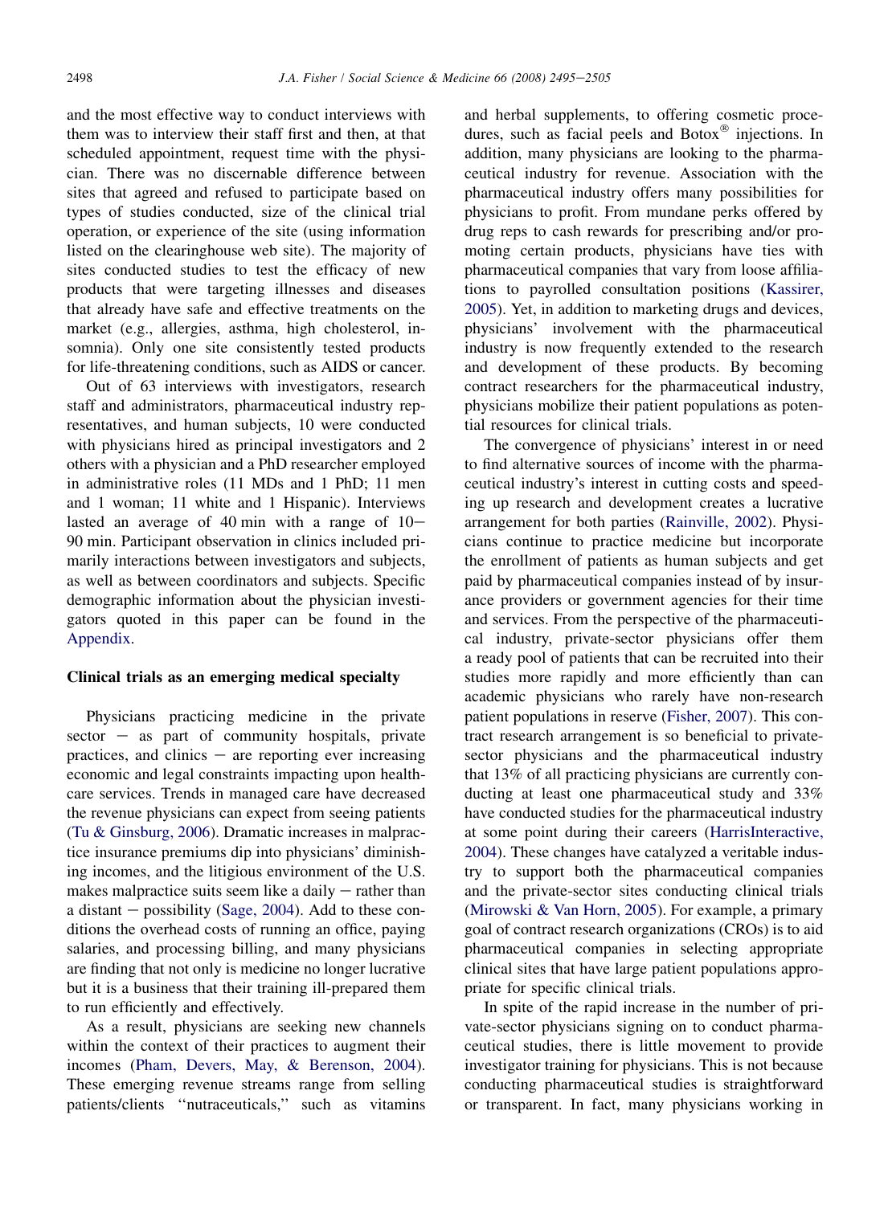and the most effective way to conduct interviews with them was to interview their staff first and then, at that scheduled appointment, request time with the physician. There was no discernable difference between sites that agreed and refused to participate based on types of studies conducted, size of the clinical trial operation, or experience of the site (using information listed on the clearinghouse web site). The majority of sites conducted studies to test the efficacy of new products that were targeting illnesses and diseases that already have safe and effective treatments on the market (e.g., allergies, asthma, high cholesterol, insomnia). Only one site consistently tested products for life-threatening conditions, such as AIDS or cancer.

Out of 63 interviews with investigators, research staff and administrators, pharmaceutical industry representatives, and human subjects, 10 were conducted with physicians hired as principal investigators and 2 others with a physician and a PhD researcher employed in administrative roles (11 MDs and 1 PhD; 11 men and 1 woman; 11 white and 1 Hispanic). Interviews lasted an average of 40 min with a range of 10–90 min. Participant observation in clinics included primarily interactions between investigators and subjects, as well as between coordinators and subjects. Specific demographic information about the physician investigators quoted in this paper can be found in the Appendix.

## Clinical trials as an emerging medical specialty

Physicians practicing medicine in the private sector – as part of community hospitals, private practices, and clinics – are reporting ever increasing economic and legal constraints impacting upon healthcare services. Trends in managed care have decreased the revenue physicians can expect from seeing patients (Tu & Ginsburg, 2006). Dramatic increases in malpractice insurance premiums dip into physicians' diminishing incomes, and the litigious environment of the U.S. makes malpractice suits seem like a daily – rather than a distant – possibility (Sage, 2004). Add to these conditions the overhead costs of running an office, paying salaries, and processing billing, and many physicians are finding that not only is medicine no longer lucrative but it is a business that their training ill-prepared them to run efficiently and effectively.

As a result, physicians are seeking new channels within the context of their practices to augment their incomes (Pham, Devers, May, & Berenson, 2004). These emerging revenue streams range from selling patients/clients "nutraceuticals," such as vitamins and herbal supplements, to offering cosmetic procedures, such as facial peels and Botox® injections. In addition, many physicians are looking to the pharmaceutical industry for revenue. Association with the pharmaceutical industry offers many possibilities for physicians to profit. From mundane perks offered by drug reps to cash rewards for prescribing and/or promoting certain products, physicians have ties with pharmaceutical companies that vary from loose affiliations to payrolled consultation positions (Kassirer, 2005). Yet, in addition to marketing drugs and devices, physicians' involvement with the pharmaceutical industry is now frequently extended to the research and development of these products. By becoming contract researchers for the pharmaceutical industry, physicians mobilize their patient populations as potential resources for clinical trials.

The convergence of physicians' interest in or need to find alternative sources of income with the pharmaceutical industry's interest in cutting costs and speeding up research and development creates a lucrative arrangement for both parties (Rainville, 2002). Physicians continue to practice medicine but incorporate the enrollment of patients as human subjects and get paid by pharmaceutical companies instead of by insurance providers or government agencies for their time and services. From the perspective of the pharmaceutical industry, private-sector physicians offer them a ready pool of patients that can be recruited into their studies more rapidly and more efficiently than can academic physicians who rarely have non-research patient populations in reserve (Fisher, 2007). This contract research arrangement is so beneficial to private-sector physicians and the pharmaceutical industry that 13% of all practicing physicians are currently conducting at least one pharmaceutical study and 33% have conducted studies for the pharmaceutical industry at some point during their careers (HarrisInteractive, 2004). These changes have catalyzed a veritable industry to support both the pharmaceutical companies and the private-sector sites conducting clinical trials (Mirowski & Van Horn, 2005). For example, a primary goal of contract research organizations (CROs) is to aid pharmaceutical companies in selecting appropriate clinical sites that have large patient populations appropriate for specific clinical trials.

In spite of the rapid increase in the number of private-sector physicians signing on to conduct pharmaceutical studies, there is little movement to provide investigator training for physicians. This is not because conducting pharmaceutical studies is straightforward or transparent. In fact, many physicians working in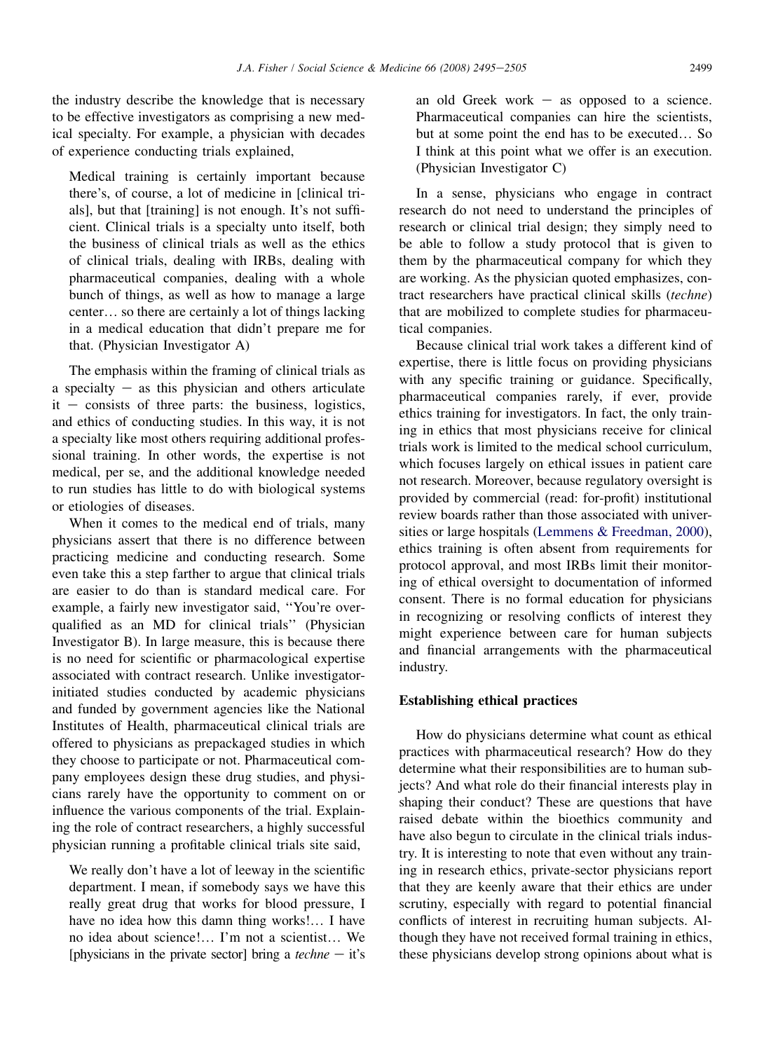the industry describe the knowledge that is necessary to be effective investigators as comprising a new medical specialty. For example, a physician with decades of experience conducting trials explained,

> Medical training is certainly important because there's, of course, a lot of medicine in [clinical trials], but that [training] is not enough. It's not sufficient. Clinical trials is a specialty unto itself, both the business of clinical trials as well as the ethics of clinical trials, dealing with IRBs, dealing with pharmaceutical companies, dealing with a whole bunch of things, as well as how to manage a large center… so there are certainly a lot of things lacking in a medical education that didn't prepare me for that. (Physician Investigator A)

The emphasis within the framing of clinical trials as a specialty – as this physician and others articulate it – consists of three parts: the business, logistics, and ethics of conducting studies. In this way, it is not a specialty like most others requiring additional professional training. In other words, the expertise is not medical, per se, and the additional knowledge needed to run studies has little to do with biological systems or etiologies of diseases.

When it comes to the medical end of trials, many physicians assert that there is no difference between practicing medicine and conducting research. Some even take this a step farther to argue that clinical trials are easier to do than is standard medical care. For example, a fairly new investigator said, ''You're overqualified as an MD for clinical trials'' (Physician Investigator B). In large measure, this is because there is no need for scientific or pharmacological expertise associated with contract research. Unlike investigator-initiated studies conducted by academic physicians and funded by government agencies like the National Institutes of Health, pharmaceutical clinical trials are offered to physicians as prepackaged studies in which they choose to participate or not. Pharmaceutical company employees design these drug studies, and physicians rarely have the opportunity to comment on or influence the various components of the trial. Explaining the role of contract researchers, a highly successful physician running a profitable clinical trials site said,

> We really don't have a lot of leeway in the scientific department. I mean, if somebody says we have this really great drug that works for blood pressure, I have no idea how this damn thing works!… I have no idea about science!… I'm not a scientist… We [physicians in the private sector] bring a *techne* – it's an old Greek work – as opposed to a science. Pharmaceutical companies can hire the scientists, but at some point the end has to be executed… So I think at this point what we offer is an execution. (Physician Investigator C)

In a sense, physicians who engage in contract research do not need to understand the principles of research or clinical trial design; they simply need to be able to follow a study protocol that is given to them by the pharmaceutical company for which they are working. As the physician quoted emphasizes, contract researchers have practical clinical skills (*techne*) that are mobilized to complete studies for pharmaceutical companies.

Because clinical trial work takes a different kind of expertise, there is little focus on providing physicians with any specific training or guidance. Specifically, pharmaceutical companies rarely, if ever, provide ethics training for investigators. In fact, the only training in ethics that most physicians receive for clinical trials work is limited to the medical school curriculum, which focuses largely on ethical issues in patient care not research. Moreover, because regulatory oversight is provided by commercial (read: for-profit) institutional review boards rather than those associated with universities or large hospitals (Lemmens & Freedman, 2000), ethics training is often absent from requirements for protocol approval, and most IRBs limit their monitoring of ethical oversight to documentation of informed consent. There is no formal education for physicians in recognizing or resolving conflicts of interest they might experience between care for human subjects and financial arrangements with the pharmaceutical industry.

## Establishing ethical practices

How do physicians determine what count as ethical practices with pharmaceutical research? How do they determine what their responsibilities are to human subjects? And what role do their financial interests play in shaping their conduct? These are questions that have raised debate within the bioethics community and have also begun to circulate in the clinical trials industry. It is interesting to note that even without any training in research ethics, private-sector physicians report that they are keenly aware that their ethics are under scrutiny, especially with regard to potential financial conflicts of interest in recruiting human subjects. Although they have not received formal training in ethics, these physicians develop strong opinions about what is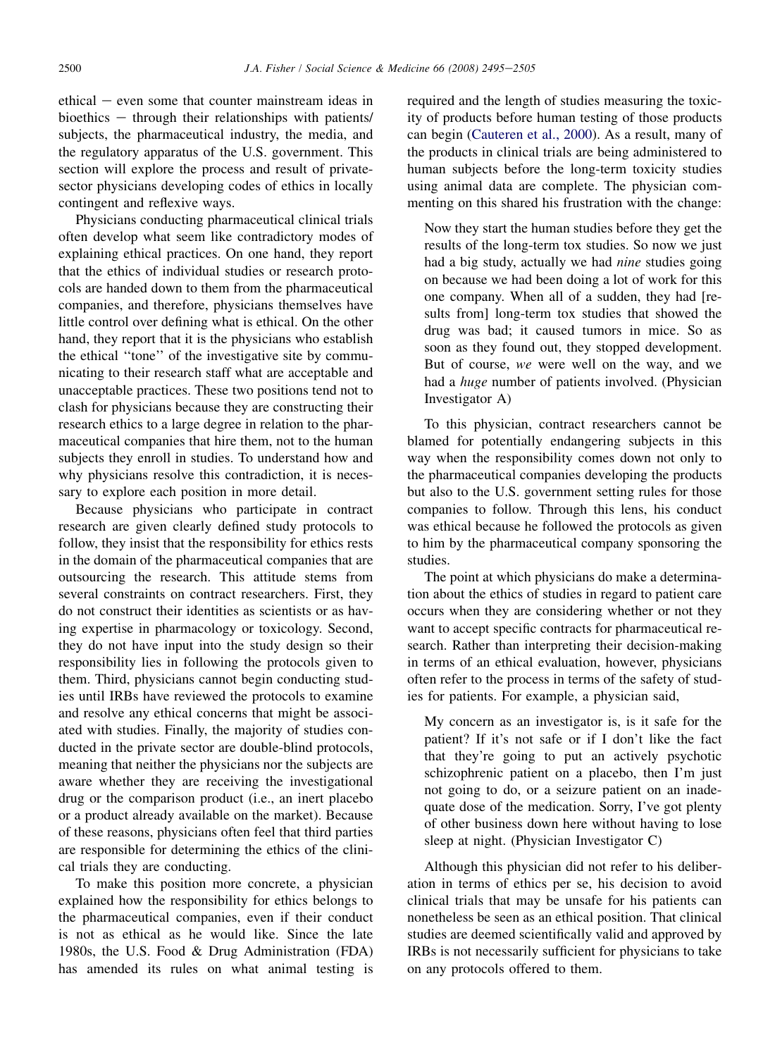ethical – even some that counter mainstream ideas in bioethics – through their relationships with patients/subjects, the pharmaceutical industry, the media, and the regulatory apparatus of the U.S. government. This section will explore the process and result of private-sector physicians developing codes of ethics in locally contingent and reflexive ways.

Physicians conducting pharmaceutical clinical trials often develop what seem like contradictory modes of explaining ethical practices. On one hand, they report that the ethics of individual studies or research protocols are handed down to them from the pharmaceutical companies, and therefore, physicians themselves have little control over defining what is ethical. On the other hand, they report that it is the physicians who establish the ethical ''tone'' of the investigative site by communicating to their research staff what are acceptable and unacceptable practices. These two positions tend not to clash for physicians because they are constructing their research ethics to a large degree in relation to the pharmaceutical companies that hire them, not to the human subjects they enroll in studies. To understand how and why physicians resolve this contradiction, it is necessary to explore each position in more detail.

Because physicians who participate in contract research are given clearly defined study protocols to follow, they insist that the responsibility for ethics rests in the domain of the pharmaceutical companies that are outsourcing the research. This attitude stems from several constraints on contract researchers. First, they do not construct their identities as scientists or as having expertise in pharmacology or toxicology. Second, they do not have input into the study design so their responsibility lies in following the protocols given to them. Third, physicians cannot begin conducting studies until IRBs have reviewed the protocols to examine and resolve any ethical concerns that might be associated with studies. Finally, the majority of studies conducted in the private sector are double-blind protocols, meaning that neither the physicians nor the subjects are aware whether they are receiving the investigational drug or the comparison product (i.e., an inert placebo or a product already available on the market). Because of these reasons, physicians often feel that third parties are responsible for determining the ethics of the clinical trials they are conducting.

To make this position more concrete, a physician explained how the responsibility for ethics belongs to the pharmaceutical companies, even if their conduct is not as ethical as he would like. Since the late 1980s, the U.S. Food & Drug Administration (FDA) has amended its rules on what animal testing is required and the length of studies measuring the toxicity of products before human testing of those products can begin (Cauteren et al., 2000). As a result, many of the products in clinical trials are being administered to human subjects before the long-term toxicity studies using animal data are complete. The physician commenting on this shared his frustration with the change:

> Now they start the human studies before they get the results of the long-term tox studies. So now we just had a big study, actually we had *nine* studies going on because we had been doing a lot of work for this one company. When all of a sudden, they had [results from] long-term tox studies that showed the drug was bad; it caused tumors in mice. So as soon as they found out, they stopped development. But of course, *we* were well on the way, and we had a *huge* number of patients involved. (Physician Investigator A)

To this physician, contract researchers cannot be blamed for potentially endangering subjects in this way when the responsibility comes down not only to the pharmaceutical companies developing the products but also to the U.S. government setting rules for those companies to follow. Through this lens, his conduct was ethical because he followed the protocols as given to him by the pharmaceutical company sponsoring the studies.

The point at which physicians do make a determination about the ethics of studies in regard to patient care occurs when they are considering whether or not they want to accept specific contracts for pharmaceutical research. Rather than interpreting their decision-making in terms of an ethical evaluation, however, physicians often refer to the process in terms of the safety of studies for patients. For example, a physician said,

> My concern as an investigator is, is it safe for the patient? If it's not safe or if I don't like the fact that they're going to put an actively psychotic schizophrenic patient on a placebo, then I'm just not going to do, or a seizure patient on an inadequate dose of the medication. Sorry, I've got plenty of other business down here without having to lose sleep at night. (Physician Investigator C)

Although this physician did not refer to his deliberation in terms of ethics per se, his decision to avoid clinical trials that may be unsafe for his patients can nonetheless be seen as an ethical position. That clinical studies are deemed scientifically valid and approved by IRBs is not necessarily sufficient for physicians to take on any protocols offered to them.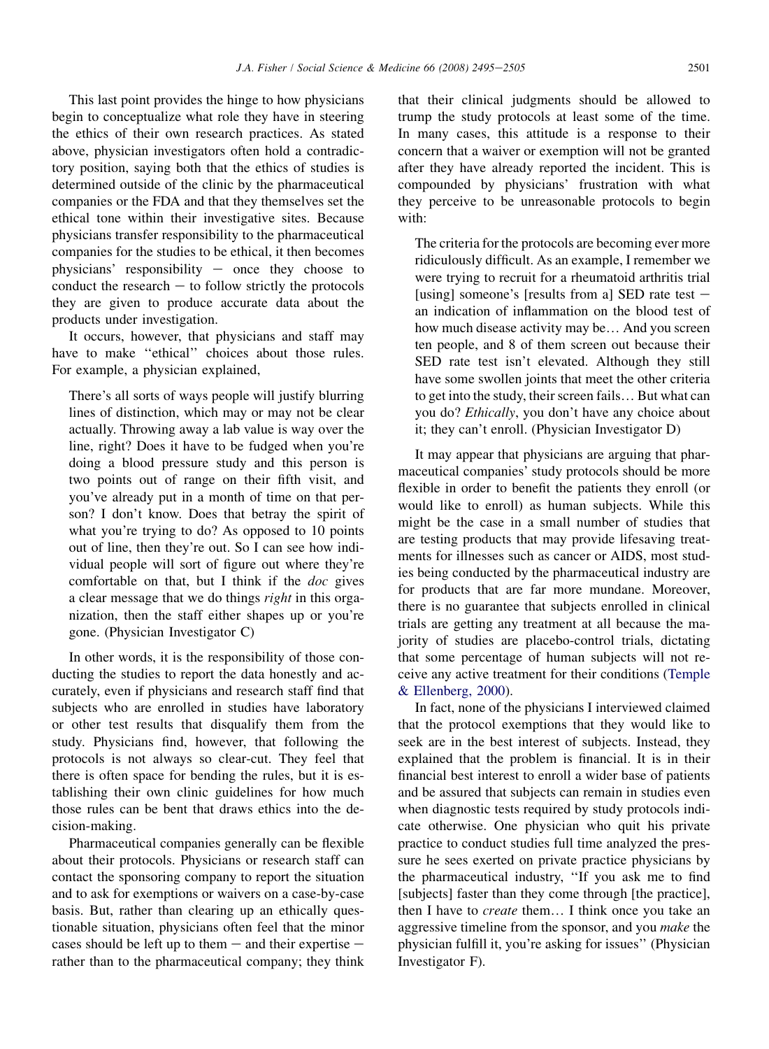This last point provides the hinge to how physicians begin to conceptualize what role they have in steering the ethics of their own research practices. As stated above, physician investigators often hold a contradictory position, saying both that the ethics of studies is determined outside of the clinic by the pharmaceutical companies or the FDA and that they themselves set the ethical tone within their investigative sites. Because physicians transfer responsibility to the pharmaceutical companies for the studies to be ethical, it then becomes physicians' responsibility – once they choose to conduct the research – to follow strictly the protocols they are given to produce accurate data about the products under investigation.

It occurs, however, that physicians and staff may have to make "ethical" choices about those rules. For example, a physician explained,

> There's all sorts of ways people will justify blurring lines of distinction, which may or may not be clear actually. Throwing away a lab value is way over the line, right? Does it have to be fudged when you're doing a blood pressure study and this person is two points out of range on their fifth visit, and you've already put in a month of time on that person? I don't know. Does that betray the spirit of what you're trying to do? As opposed to 10 points out of line, then they're out. So I can see how individual people will sort of figure out where they're comfortable on that, but I think if the *doc* gives a clear message that we do things *right* in this organization, then the staff either shapes up or you're gone. (Physician Investigator C)

In other words, it is the responsibility of those conducting the studies to report the data honestly and accurately, even if physicians and research staff find that subjects who are enrolled in studies have laboratory or other test results that disqualify them from the study. Physicians find, however, that following the protocols is not always so clear-cut. They feel that there is often space for bending the rules, but it is establishing their own clinic guidelines for how much those rules can be bent that draws ethics into the decision-making.

Pharmaceutical companies generally can be flexible about their protocols. Physicians or research staff can contact the sponsoring company to report the situation and to ask for exemptions or waivers on a case-by-case basis. But, rather than clearing up an ethically questionable situation, physicians often feel that the minor cases should be left up to them – and their expertise – rather than to the pharmaceutical company; they think that their clinical judgments should be allowed to trump the study protocols at least some of the time. In many cases, this attitude is a response to their concern that a waiver or exemption will not be granted after they have already reported the incident. This is compounded by physicians' frustration with what they perceive to be unreasonable protocols to begin with:

> The criteria for the protocols are becoming ever more ridiculously difficult. As an example, I remember we were trying to recruit for a rheumatoid arthritis trial [using] someone's [results from a] SED rate test – an indication of inflammation on the blood test of how much disease activity may be… And you screen ten people, and 8 of them screen out because their SED rate test isn't elevated. Although they still have some swollen joints that meet the other criteria to get into the study, their screen fails… But what can you do? *Ethically*, you don't have any choice about it; they can't enroll. (Physician Investigator D)

It may appear that physicians are arguing that pharmaceutical companies' study protocols should be more flexible in order to benefit the patients they enroll (or would like to enroll) as human subjects. While this might be the case in a small number of studies that are testing products that may provide lifesaving treatments for illnesses such as cancer or AIDS, most studies being conducted by the pharmaceutical industry are for products that are far more mundane. Moreover, there is no guarantee that subjects enrolled in clinical trials are getting any treatment at all because the majority of studies are placebo-control trials, dictating that some percentage of human subjects will not receive any active treatment for their conditions (Temple & Ellenberg, 2000).

In fact, none of the physicians I interviewed claimed that the protocol exemptions that they would like to seek are in the best interest of subjects. Instead, they explained that the problem is financial. It is in their financial best interest to enroll a wider base of patients and be assured that subjects can remain in studies even when diagnostic tests required by study protocols indicate otherwise. One physician who quit his private practice to conduct studies full time analyzed the pressure he sees exerted on private practice physicians by the pharmaceutical industry, "If you ask me to find [subjects] faster than they come through [the practice], then I have to *create* them… I think once you take an aggressive timeline from the sponsor, and you *make* the physician fulfill it, you're asking for issues" (Physician Investigator F).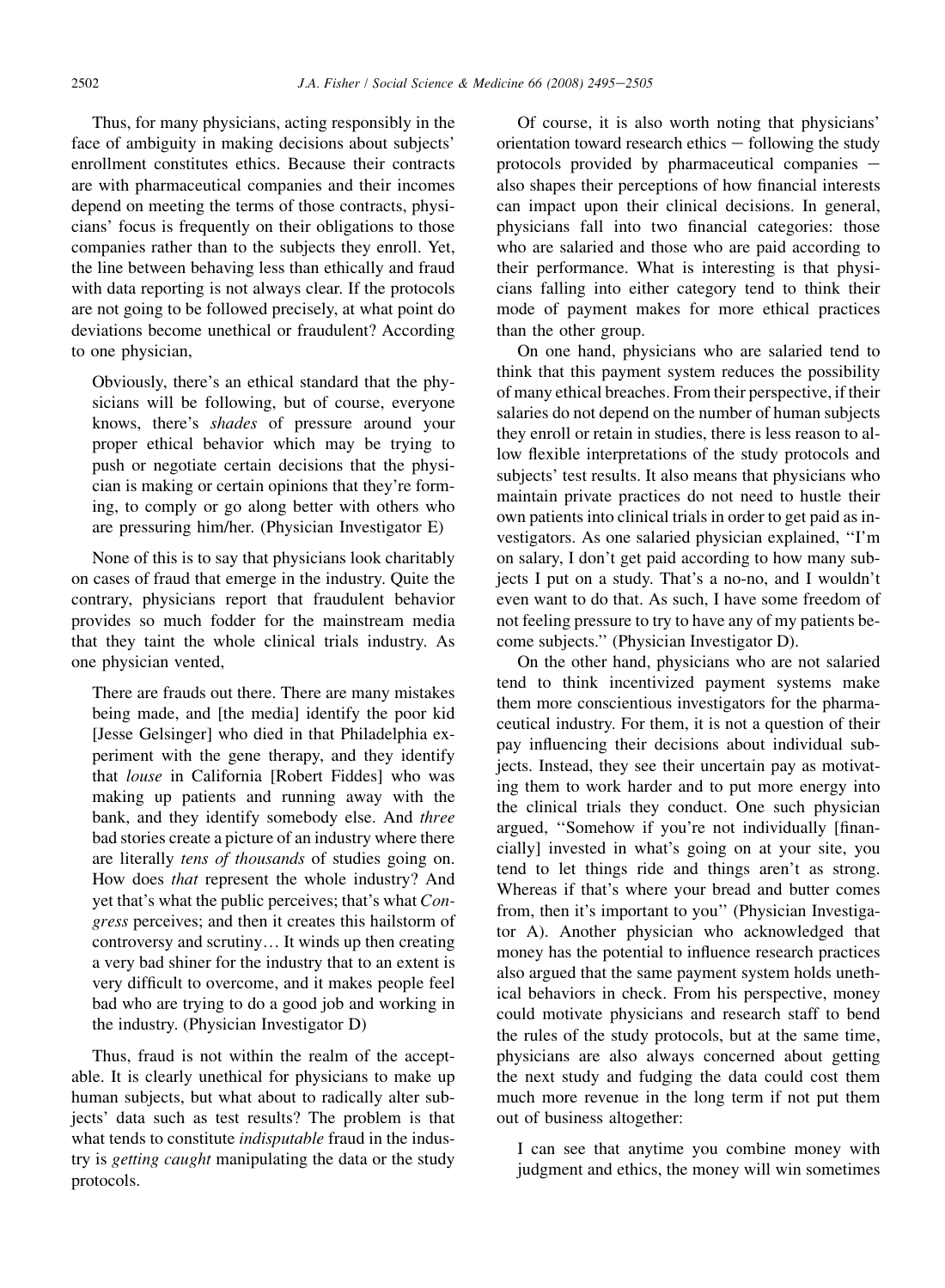Thus, for many physicians, acting responsibly in the face of ambiguity in making decisions about subjects' enrollment constitutes ethics. Because their contracts are with pharmaceutical companies and their incomes depend on meeting the terms of those contracts, physicians' focus is frequently on their obligations to those companies rather than to the subjects they enroll. Yet, the line between behaving less than ethically and fraud with data reporting is not always clear. If the protocols are not going to be followed precisely, at what point do deviations become unethical or fraudulent? According to one physician,

> Obviously, there's an ethical standard that the physicians will be following, but of course, everyone knows, there's *shades* of pressure around your proper ethical behavior which may be trying to push or negotiate certain decisions that the physician is making or certain opinions that they're forming, to comply or go along better with others who are pressuring him/her. (Physician Investigator E)

None of this is to say that physicians look charitably on cases of fraud that emerge in the industry. Quite the contrary, physicians report that fraudulent behavior provides so much fodder for the mainstream media that they taint the whole clinical trials industry. As one physician vented,

> There are frauds out there. There are many mistakes being made, and [the media] identify the poor kid [Jesse Gelsinger] who died in that Philadelphia experiment with the gene therapy, and they identify that *louse* in California [Robert Fiddes] who was making up patients and running away with the bank, and they identify somebody else. And *three* bad stories create a picture of an industry where there are literally *tens of thousands* of studies going on. How does *that* represent the whole industry? And yet that's what the public perceives; that's what *Congress* perceives; and then it creates this hailstorm of controversy and scrutiny… It winds up then creating a very bad shiner for the industry that to an extent is very difficult to overcome, and it makes people feel bad who are trying to do a good job and working in the industry. (Physician Investigator D)

Thus, fraud is not within the realm of the acceptable. It is clearly unethical for physicians to make up human subjects, but what about to radically alter subjects' data such as test results? The problem is that what tends to constitute *indisputable* fraud in the industry is *getting caught* manipulating the data or the study protocols.

Of course, it is also worth noting that physicians' orientation toward research ethics – following the study protocols provided by pharmaceutical companies – also shapes their perceptions of how financial interests can impact upon their clinical decisions. In general, physicians fall into two financial categories: those who are salaried and those who are paid according to their performance. What is interesting is that physicians falling into either category tend to think their mode of payment makes for more ethical practices than the other group.

On one hand, physicians who are salaried tend to think that this payment system reduces the possibility of many ethical breaches. From their perspective, if their salaries do not depend on the number of human subjects they enroll or retain in studies, there is less reason to allow flexible interpretations of the study protocols and subjects' test results. It also means that physicians who maintain private practices do not need to hustle their own patients into clinical trials in order to get paid as investigators. As one salaried physician explained, "I'm on salary, I don't get paid according to how many subjects I put on a study. That's a no-no, and I wouldn't even want to do that. As such, I have some freedom of not feeling pressure to try to have any of my patients become subjects." (Physician Investigator D).

On the other hand, physicians who are not salaried tend to think incentivized payment systems make them more conscientious investigators for the pharmaceutical industry. For them, it is not a question of their pay influencing their decisions about individual subjects. Instead, they see their uncertain pay as motivating them to work harder and to put more energy into the clinical trials they conduct. One such physician argued, "Somehow if you're not individually [financially] invested in what's going on at your site, you tend to let things ride and things aren't as strong. Whereas if that's where your bread and butter comes from, then it's important to you" (Physician Investigator A). Another physician who acknowledged that money has the potential to influence research practices also argued that the same payment system holds unethical behaviors in check. From his perspective, money could motivate physicians and research staff to bend the rules of the study protocols, but at the same time, physicians are also always concerned about getting the next study and fudging the data could cost them much more revenue in the long term if not put them out of business altogether:

> I can see that anytime you combine money with judgment and ethics, the money will win sometimes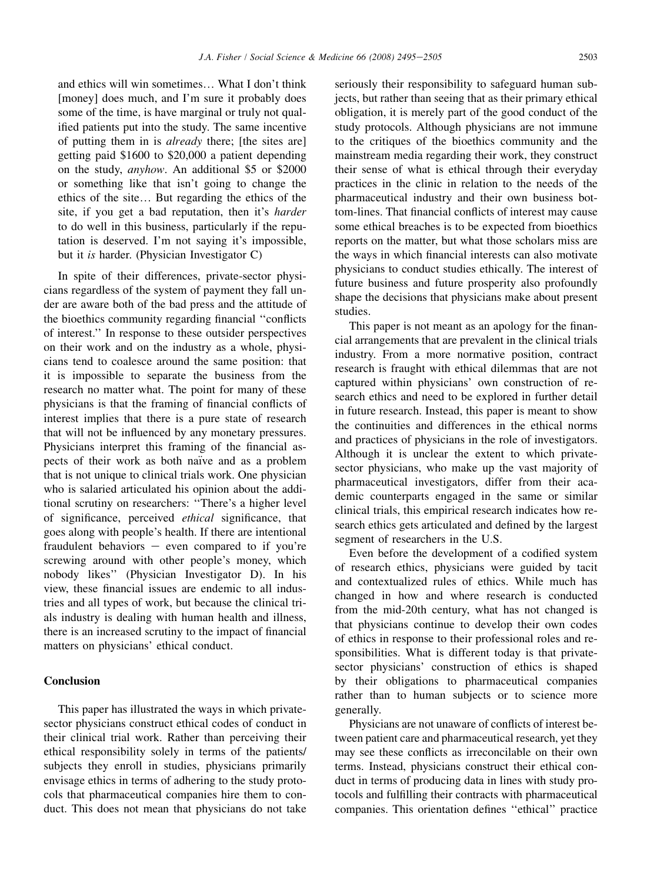and ethics will win sometimes… What I don't think [money] does much, and I'm sure it probably does some of the time, is have marginal or truly not qualified patients put into the study. The same incentive of putting them in is *already* there; [the sites are] getting paid $1600 to $20,000 a patient depending on the study, *anyhow*. An additional $5 or $2000 or something like that isn't going to change the ethics of the site… But regarding the ethics of the site, if you get a bad reputation, then it's *harder* to do well in this business, particularly if the reputation is deserved. I'm not saying it's impossible, but it *is* harder. (Physician Investigator C)

In spite of their differences, private-sector physicians regardless of the system of payment they fall under are aware both of the bad press and the attitude of the bioethics community regarding financial ''conflicts of interest.'' In response to these outsider perspectives on their work and on the industry as a whole, physicians tend to coalesce around the same position: that it is impossible to separate the business from the research no matter what. The point for many of these physicians is that the framing of financial conflicts of interest implies that there is a pure state of research that will not be influenced by any monetary pressures. Physicians interpret this framing of the financial aspects of their work as both naïve and as a problem that is not unique to clinical trials work. One physician who is salaried articulated his opinion about the additional scrutiny on researchers: ''There's a higher level of significance, perceived *ethical* significance, that goes along with people's health. If there are intentional fraudulent behaviors – even compared to if you're screwing around with other people's money, which nobody likes'' (Physician Investigator D). In his view, these financial issues are endemic to all industries and all types of work, but because the clinical trials industry is dealing with human health and illness, there is an increased scrutiny to the impact of financial matters on physicians' ethical conduct.

## Conclusion

This paper has illustrated the ways in which private-sector physicians construct ethical codes of conduct in their clinical trial work. Rather than perceiving their ethical responsibility solely in terms of the patients/subjects they enroll in studies, physicians primarily envisage ethics in terms of adhering to the study protocols that pharmaceutical companies hire them to conduct. This does not mean that physicians do not take seriously their responsibility to safeguard human subjects, but rather than seeing that as their primary ethical obligation, it is merely part of the good conduct of the study protocols. Although physicians are not immune to the critiques of the bioethics community and the mainstream media regarding their work, they construct their sense of what is ethical through their everyday practices in the clinic in relation to the needs of the pharmaceutical industry and their own business bottom-lines. That financial conflicts of interest may cause some ethical breaches is to be expected from bioethics reports on the matter, but what those scholars miss are the ways in which financial interests can also motivate physicians to conduct studies ethically. The interest of future business and future prosperity also profoundly shape the decisions that physicians make about present studies.

This paper is not meant as an apology for the financial arrangements that are prevalent in the clinical trials industry. From a more normative position, contract research is fraught with ethical dilemmas that are not captured within physicians' own construction of research ethics and need to be explored in further detail in future research. Instead, this paper is meant to show the continuities and differences in the ethical norms and practices of physicians in the role of investigators. Although it is unclear the extent to which private-sector physicians, who make up the vast majority of pharmaceutical investigators, differ from their academic counterparts engaged in the same or similar clinical trials, this empirical research indicates how research ethics gets articulated and defined by the largest segment of researchers in the U.S.

Even before the development of a codified system of research ethics, physicians were guided by tacit and contextualized rules of ethics. While much has changed in how and where research is conducted from the mid-20th century, what has not changed is that physicians continue to develop their own codes of ethics in response to their professional roles and responsibilities. What is different today is that private-sector physicians' construction of ethics is shaped by their obligations to pharmaceutical companies rather than to human subjects or to science more generally.

Physicians are not unaware of conflicts of interest between patient care and pharmaceutical research, yet they may see these conflicts as irreconcilable on their own terms. Instead, physicians construct their ethical conduct in terms of producing data in lines with study protocols and fulfilling their contracts with pharmaceutical companies. This orientation defines ''ethical'' practice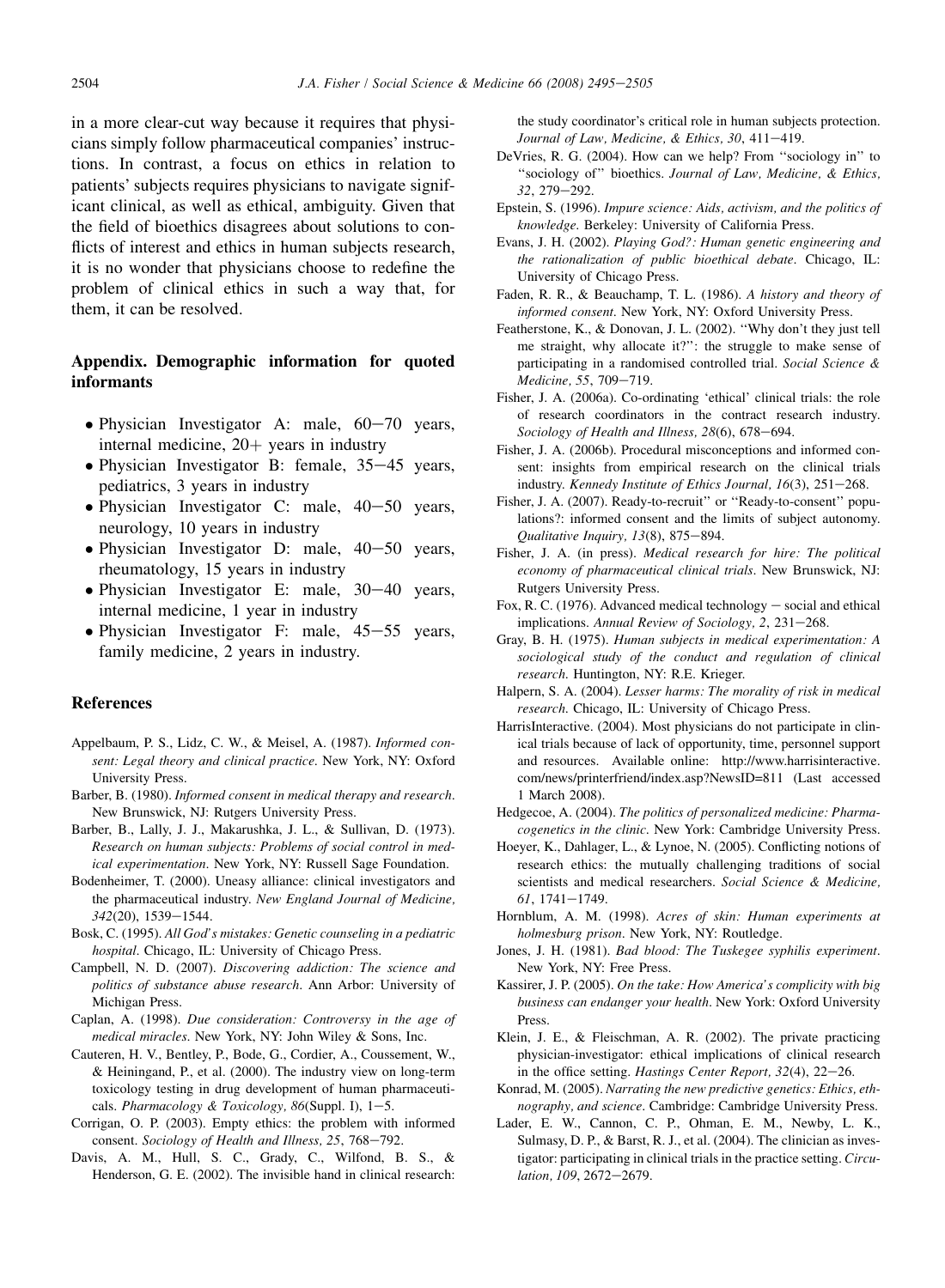in a more clear-cut way because it requires that physicians simply follow pharmaceutical companies' instructions. In contrast, a focus on ethics in relation to patients' subjects requires physicians to navigate significant clinical, as well as ethical, ambiguity. Given that the field of bioethics disagrees about solutions to conflicts of interest and ethics in human subjects research, it is no wonder that physicians choose to redefine the problem of clinical ethics in such a way that, for them, it can be resolved.

## Appendix. Demographic information for quoted informants

- Physician Investigator A: male, 60–70 years, internal medicine, 20+ years in industry
- Physician Investigator B: female, 35–45 years, pediatrics, 3 years in industry
- Physician Investigator C: male, 40–50 years, neurology, 10 years in industry
- Physician Investigator D: male, 40–50 years, rheumatology, 15 years in industry
- Physician Investigator E: male, 30–40 years, internal medicine, 1 year in industry
- Physician Investigator F: male, 45–55 years, family medicine, 2 years in industry.

## References

Appelbaum, P. S., Lidz, C. W., & Meisel, A. (1987). *Informed consent: Legal theory and clinical practice*. New York, NY: Oxford University Press.

Barber, B. (1980). *Informed consent in medical therapy and research*. New Brunswick, NJ: Rutgers University Press.

Barber, B., Lally, J. J., Makarushka, J. L., & Sullivan, D. (1973). *Research on human subjects: Problems of social control in medical experimentation*. New York, NY: Russell Sage Foundation.

Bodenheimer, T. (2000). Uneasy alliance: clinical investigators and the pharmaceutical industry. *New England Journal of Medicine, 342*(20), 1539–1544.

Bosk, C. (1995). *All God's mistakes: Genetic counseling in a pediatric hospital*. Chicago, IL: University of Chicago Press.

Campbell, N. D. (2007). *Discovering addiction: The science and politics of substance abuse research*. Ann Arbor: University of Michigan Press.

Caplan, A. (1998). *Due consideration: Controversy in the age of medical miracles*. New York, NY: John Wiley & Sons, Inc.

Cauteren, H. V., Bentley, P., Bode, G., Cordier, A., Coussement, W., & Heiningand, P., et al. (2000). The industry view on long-term toxicology testing in drug development of human pharmaceuticals. *Pharmacology & Toxicology, 86*(Suppl. I), 1–5.

Corrigan, O. P. (2003). Empty ethics: the problem with informed consent. *Sociology of Health and Illness, 25*, 768–792.

Davis, A. M., Hull, S. C., Grady, C., Wilfond, B. S., & Henderson, G. E. (2002). The invisible hand in clinical research: the study coordinator's critical role in human subjects protection. *Journal of Law, Medicine, & Ethics, 30*, 411–419.

DeVries, R. G. (2004). How can we help? From "sociology in" to "sociology of" bioethics. *Journal of Law, Medicine, & Ethics, 32*, 279–292.

Epstein, S. (1996). *Impure science: Aids, activism, and the politics of knowledge*. Berkeley: University of California Press.

Evans, J. H. (2002). *Playing God?: Human genetic engineering and the rationalization of public bioethical debate*. Chicago, IL: University of Chicago Press.

Faden, R. R., & Beauchamp, T. L. (1986). *A history and theory of informed consent*. New York, NY: Oxford University Press.

Featherstone, K., & Donovan, J. L. (2002). "Why don't they just tell me straight, why allocate it?": the struggle to make sense of participating in a randomised controlled trial. *Social Science & Medicine, 55*, 709–719.

Fisher, J. A. (2006a). Co-ordinating 'ethical' clinical trials: the role of research coordinators in the contract research industry. *Sociology of Health and Illness, 28*(6), 678–694.

Fisher, J. A. (2006b). Procedural misconceptions and informed consent: insights from empirical research on the clinical trials industry. *Kennedy Institute of Ethics Journal, 16*(3), 251–268.

Fisher, J. A. (2007). Ready-to-recruit" or "Ready-to-consent" populations?: informed consent and the limits of subject autonomy. *Qualitative Inquiry, 13*(8), 875–894.

Fisher, J. A. (in press). *Medical research for hire: The political economy of pharmaceutical clinical trials*. New Brunswick, NJ: Rutgers University Press.

Fox, R. C. (1976). Advanced medical technology – social and ethical implications. *Annual Review of Sociology, 2*, 231–268.

Gray, B. H. (1975). *Human subjects in medical experimentation: A sociological study of the conduct and regulation of clinical research*. Huntington, NY: R.E. Krieger.

Halpern, S. A. (2004). *Lesser harms: The morality of risk in medical research*. Chicago, IL: University of Chicago Press.

HarrisInteractive. (2004). Most physicians do not participate in clinical trials because of lack of opportunity, time, personnel support and resources. Available online: http://www.harrisinteractive.com/news/printerfriend/index.asp?NewsID=811 (Last accessed 1 March 2008).

Hedgecoe, A. (2004). *The politics of personalized medicine: Pharmacogenetics in the clinic*. New York: Cambridge University Press.

Hoeyer, K., Dahlager, L., & Lynoe, N. (2005). Conflicting notions of research ethics: the mutually challenging traditions of social scientists and medical researchers. *Social Science & Medicine, 61*, 1741–1749.

Hornblum, A. M. (1998). *Acres of skin: Human experiments at holmesburg prison*. New York, NY: Routledge.

Jones, J. H. (1981). *Bad blood: The Tuskegee syphilis experiment*. New York, NY: Free Press.

Kassirer, J. P. (2005). *On the take: How America's complicity with big business can endanger your health*. New York: Oxford University Press.

Klein, J. E., & Fleischman, A. R. (2002). The private practicing physician-investigator: ethical implications of clinical research in the office setting. *Hastings Center Report, 32*(4), 22–26.

Konrad, M. (2005). *Narrating the new predictive genetics: Ethics, ethnography, and science*. Cambridge: Cambridge University Press.

Lader, E. W., Cannon, C. P., Ohman, E. M., Newby, L. K., Sulmasy, D. P., & Barst, R. J., et al. (2004). The clinician as investigator: participating in clinical trials in the practice setting. *Circulation, 109*, 2672–2679.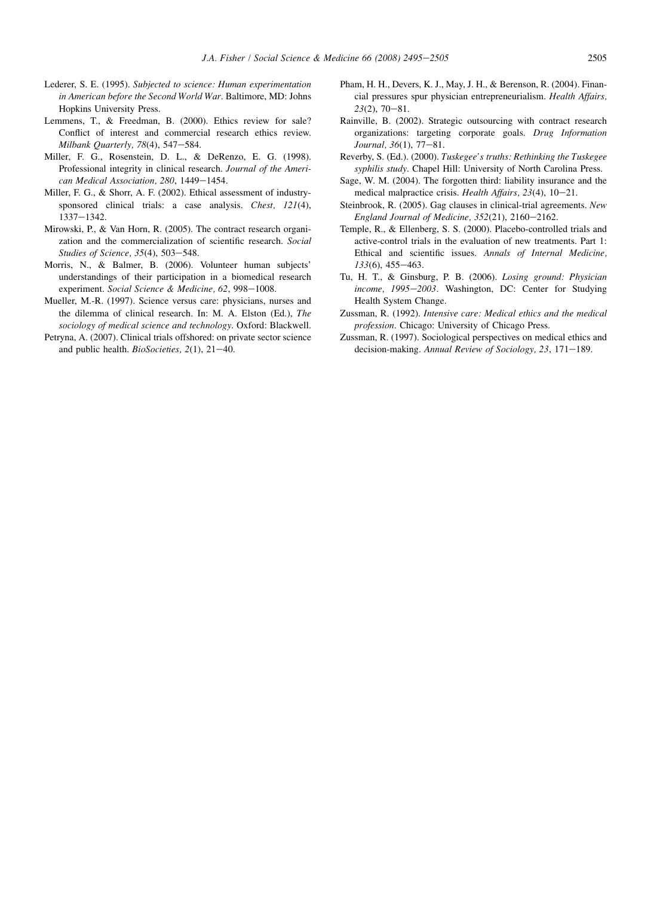Lederer, S. E. (1995). *Subjected to science: Human experimentation in American before the Second World War*. Baltimore, MD: Johns Hopkins University Press.

Lemmens, T., & Freedman, B. (2000). Ethics review for sale? Conflict of interest and commercial research ethics review. *Milbank Quarterly, 78*(4), 547–584.

Miller, F. G., Rosenstein, D. L., & DeRenzo, E. G. (1998). Professional integrity in clinical research. *Journal of the American Medical Association, 280*, 1449–1454.

Miller, F. G., & Shorr, A. F. (2002). Ethical assessment of industry-sponsored clinical trials: a case analysis. *Chest, 121*(4), 1337–1342.

Mirowski, P., & Van Horn, R. (2005). The contract research organization and the commercialization of scientific research. *Social Studies of Science, 35*(4), 503–548.

Morris, N., & Balmer, B. (2006). Volunteer human subjects' understandings of their participation in a biomedical research experiment. *Social Science & Medicine, 62*, 998–1008.

Mueller, M.-R. (1997). Science versus care: physicians, nurses and the dilemma of clinical research. In: M. A. Elston (Ed.), *The sociology of medical science and technology*. Oxford: Blackwell.

Petryna, A. (2007). Clinical trials offshored: on private sector science and public health. *BioSocieties, 2*(1), 21–40.

Pham, H. H., Devers, K. J., May, J. H., & Berenson, R. (2004). Financial pressures spur physician entrepreneurialism. *Health Affairs, 23*(2), 70–81.

Rainville, B. (2002). Strategic outsourcing with contract research organizations: targeting corporate goals. *Drug Information Journal, 36*(1), 77–81.

Reverby, S. (Ed.). (2000). *Tuskegee's truths: Rethinking the Tuskegee syphilis study*. Chapel Hill: University of North Carolina Press.

Sage, W. M. (2004). The forgotten third: liability insurance and the medical malpractice crisis. *Health Affairs, 23*(4), 10–21.

Steinbrook, R. (2005). Gag clauses in clinical-trial agreements. *New England Journal of Medicine, 352*(21), 2160–2162.

Temple, R., & Ellenberg, S. S. (2000). Placebo-controlled trials and active-control trials in the evaluation of new treatments. Part 1: Ethical and scientific issues. *Annals of Internal Medicine, 133*(6), 455–463.

Tu, H. T., & Ginsburg, P. B. (2006). *Losing ground: Physician income, 1995–2003*. Washington, DC: Center for Studying Health System Change.

Zussman, R. (1992). *Intensive care: Medical ethics and the medical profession*. Chicago: University of Chicago Press.

Zussman, R. (1997). Sociological perspectives on medical ethics and decision-making. *Annual Review of Sociology, 23*, 171–189.